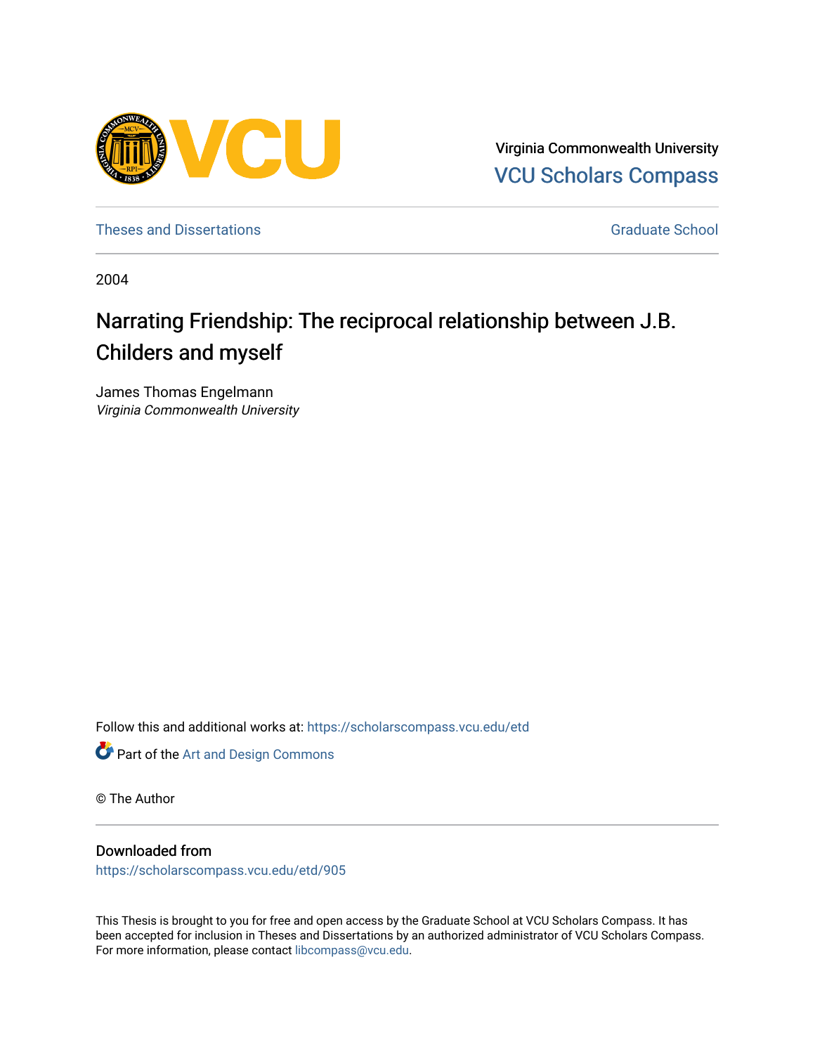Virginia Commonwealth University
VCU Scholars Compass

Theses and Dissertations | Graduate School

2004

# Narrating Friendship: The reciprocal relationship between J.B. Childers and myself

James Thomas Engelmann
*Virginia Commonwealth University*

Follow this and additional works at: https://scholarscompass.vcu.edu/etd

Part of the Art and Design Commons

© The Author

## Downloaded from

https://scholarscompass.vcu.edu/etd/905

This Thesis is brought to you for free and open access by the Graduate School at VCU Scholars Compass. It has been accepted for inclusion in Theses and Dissertations by an authorized administrator of VCU Scholars Compass. For more information, please contact libcompass@vcu.edu.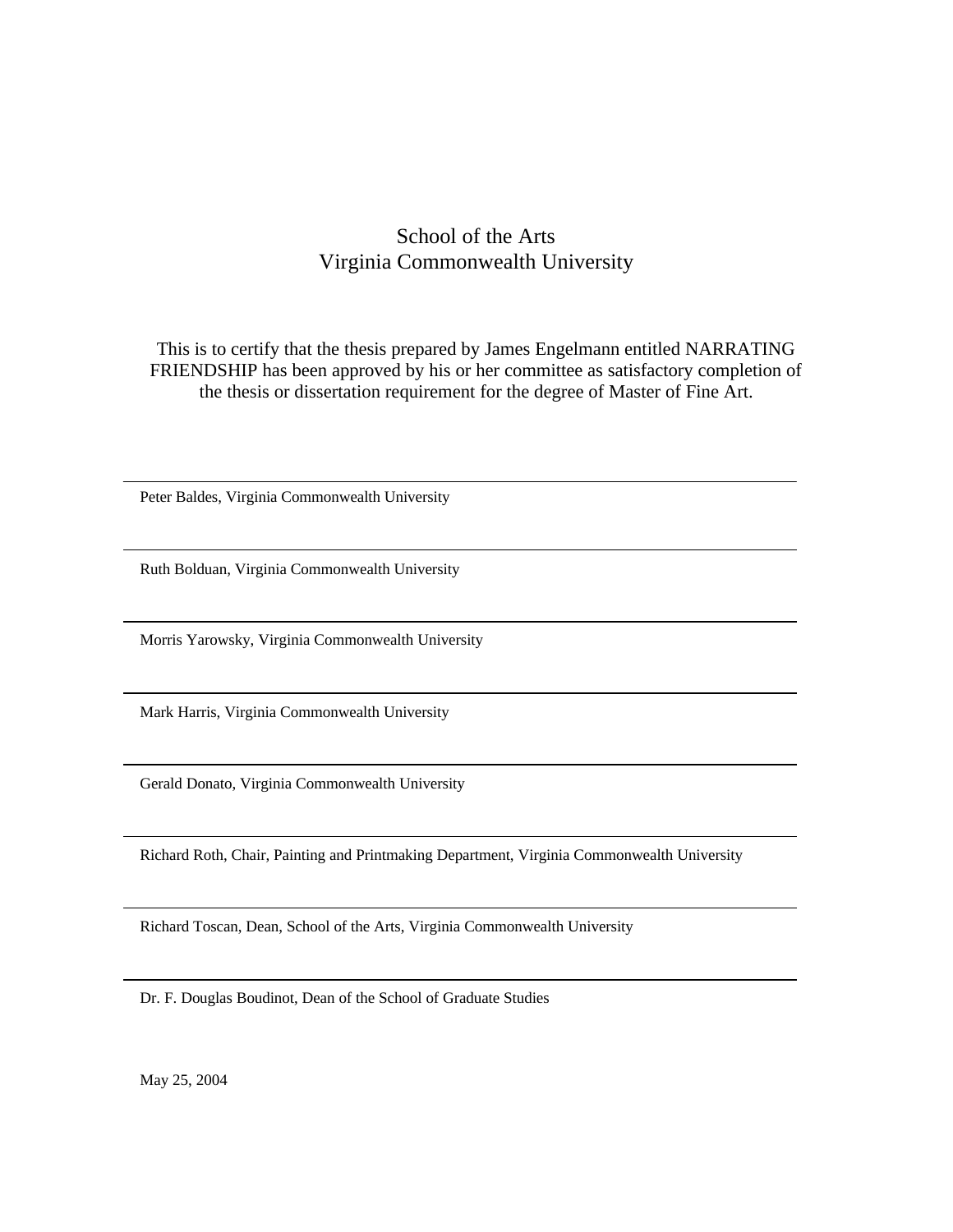School of the Arts
Virginia Commonwealth University

This is to certify that the thesis prepared by James Engelmann entitled NARRATING FRIENDSHIP has been approved by his or her committee as satisfactory completion of the thesis or dissertation requirement for the degree of Master of Fine Art.

---

Peter Baldes, Virginia Commonwealth University

---

Ruth Bolduan, Virginia Commonwealth University

---

Morris Yarowsky, Virginia Commonwealth University

---

Mark Harris, Virginia Commonwealth University

---

Gerald Donato, Virginia Commonwealth University

---

Richard Roth, Chair, Painting and Printmaking Department, Virginia Commonwealth University

---

Richard Toscan, Dean, School of the Arts, Virginia Commonwealth University

---

Dr. F. Douglas Boudinot, Dean of the School of Graduate Studies

May 25, 2004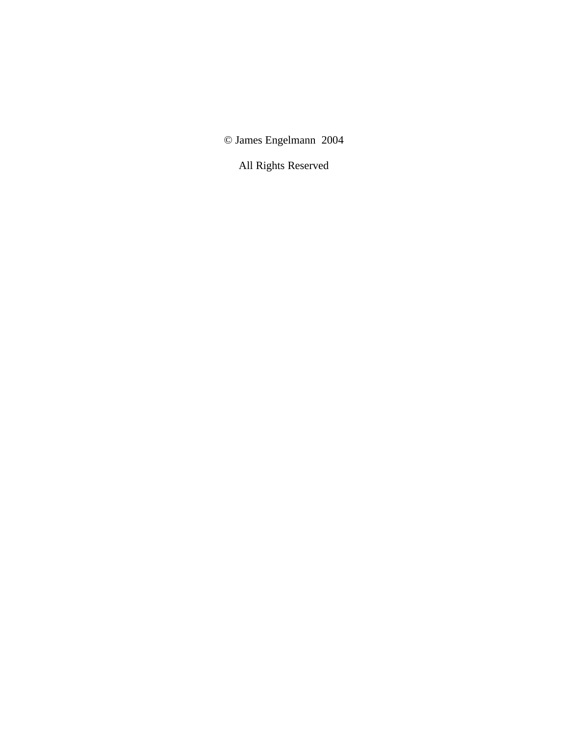© James Engelmann 2004

All Rights Reserved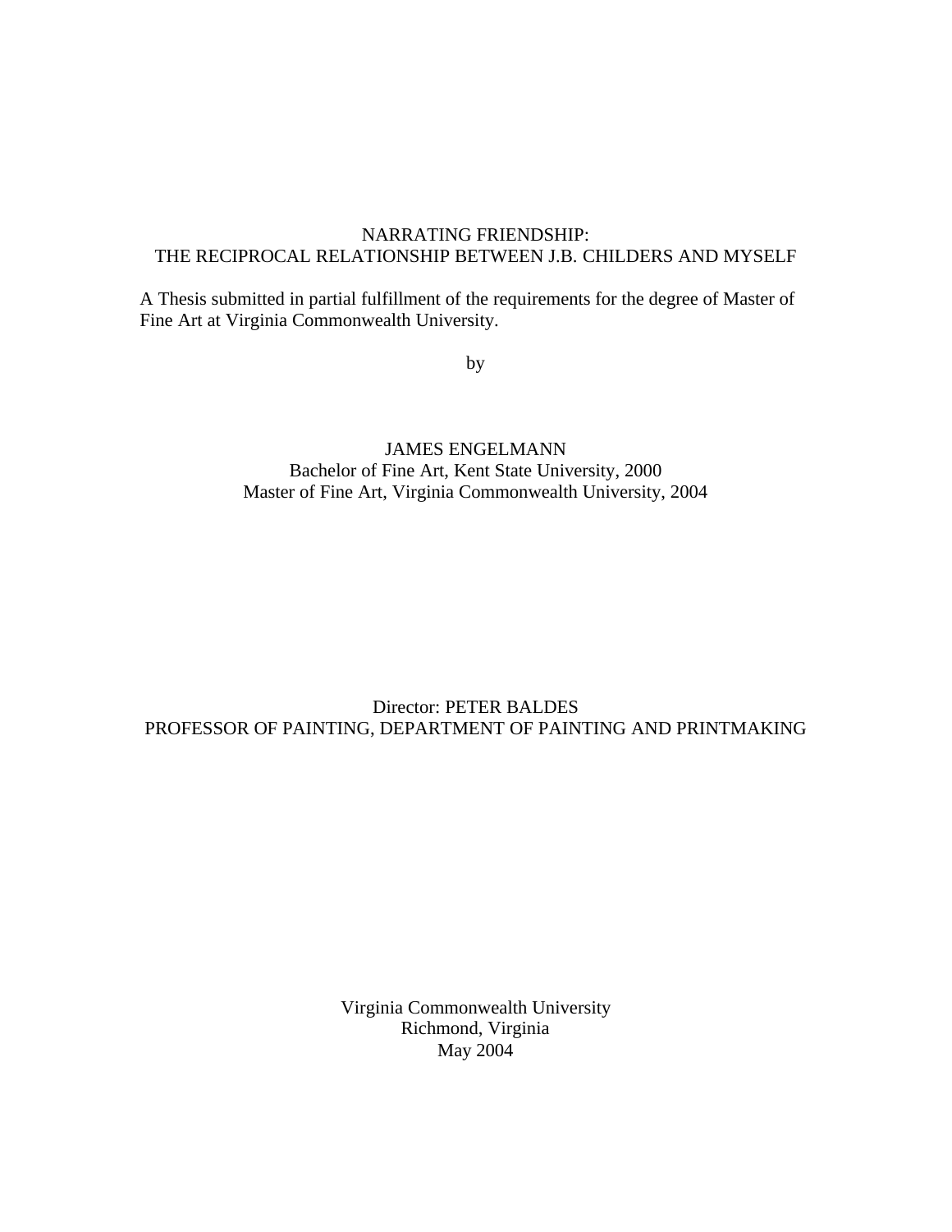# NARRATING FRIENDSHIP:
# THE RECIPROCAL RELATIONSHIP BETWEEN J.B. CHILDERS AND MYSELF

A Thesis submitted in partial fulfillment of the requirements for the degree of Master of Fine Art at Virginia Commonwealth University.

by

JAMES ENGELMANN
Bachelor of Fine Art, Kent State University, 2000
Master of Fine Art, Virginia Commonwealth University, 2004

Director: PETER BALDES
PROFESSOR OF PAINTING, DEPARTMENT OF PAINTING AND PRINTMAKING

Virginia Commonwealth University
Richmond, Virginia
May 2004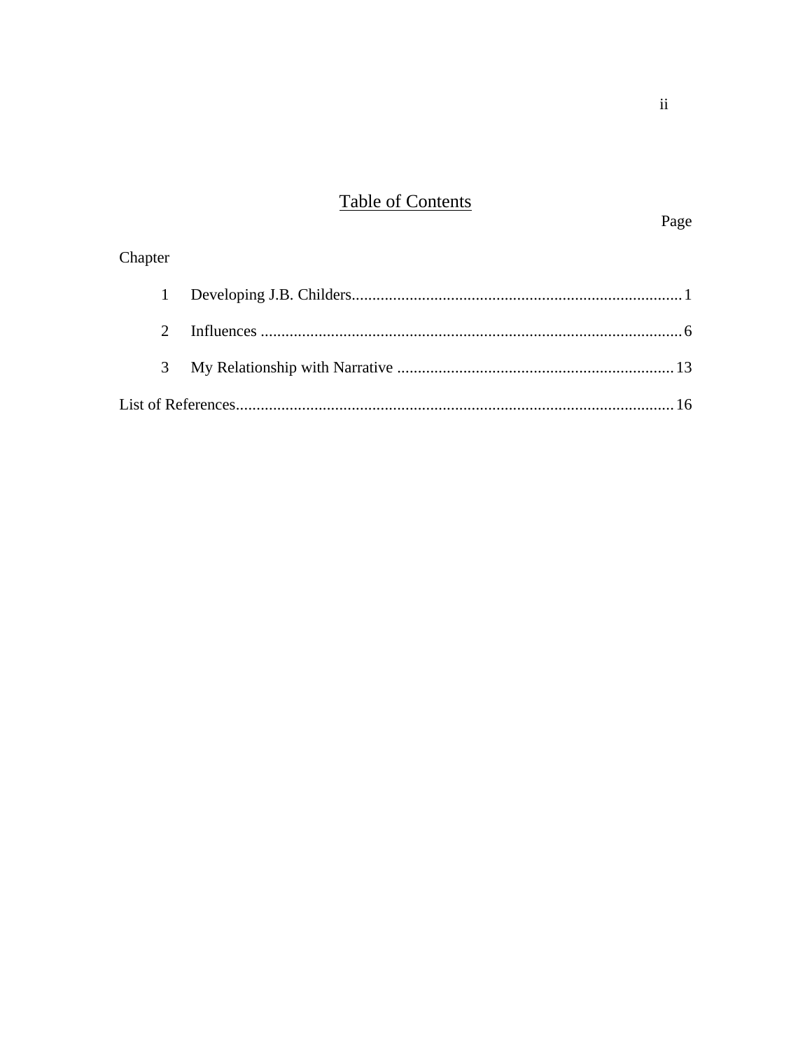# Table of Contents

| Chapter | | Page |
|---|---|---|
| 1 | Developing J.B. Childers | 1 |
| 2 | Influences | 6 |
| 3 | My Relationship with Narrative | 13 |
| List of References | | 16 |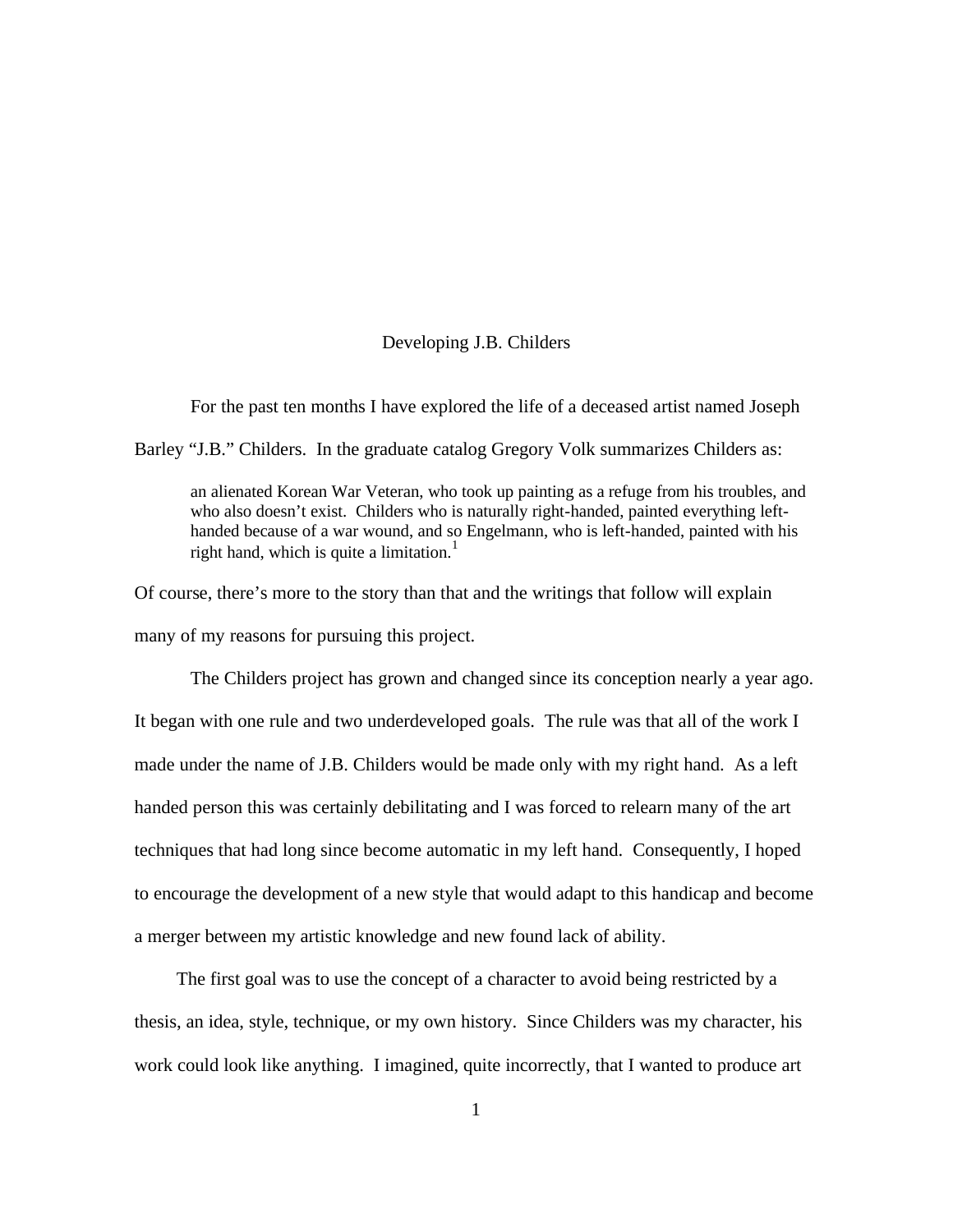# Developing J.B. Childers

For the past ten months I have explored the life of a deceased artist named Joseph Barley "J.B." Childers. In the graduate catalog Gregory Volk summarizes Childers as:

> an alienated Korean War Veteran, who took up painting as a refuge from his troubles, and who also doesn't exist. Childers who is naturally right-handed, painted everything left-handed because of a war wound, and so Engelmann, who is left-handed, painted with his right hand, which is quite a limitation.[1]

Of course, there's more to the story than that and the writings that follow will explain many of my reasons for pursuing this project.

The Childers project has grown and changed since its conception nearly a year ago. It began with one rule and two underdeveloped goals. The rule was that all of the work I made under the name of J.B. Childers would be made only with my right hand. As a left handed person this was certainly debilitating and I was forced to relearn many of the art techniques that had long since become automatic in my left hand. Consequently, I hoped to encourage the development of a new style that would adapt to this handicap and become a merger between my artistic knowledge and new found lack of ability.

The first goal was to use the concept of a character to avoid being restricted by a thesis, an idea, style, technique, or my own history. Since Childers was my character, his work could look like anything. I imagined, quite incorrectly, that I wanted to produce art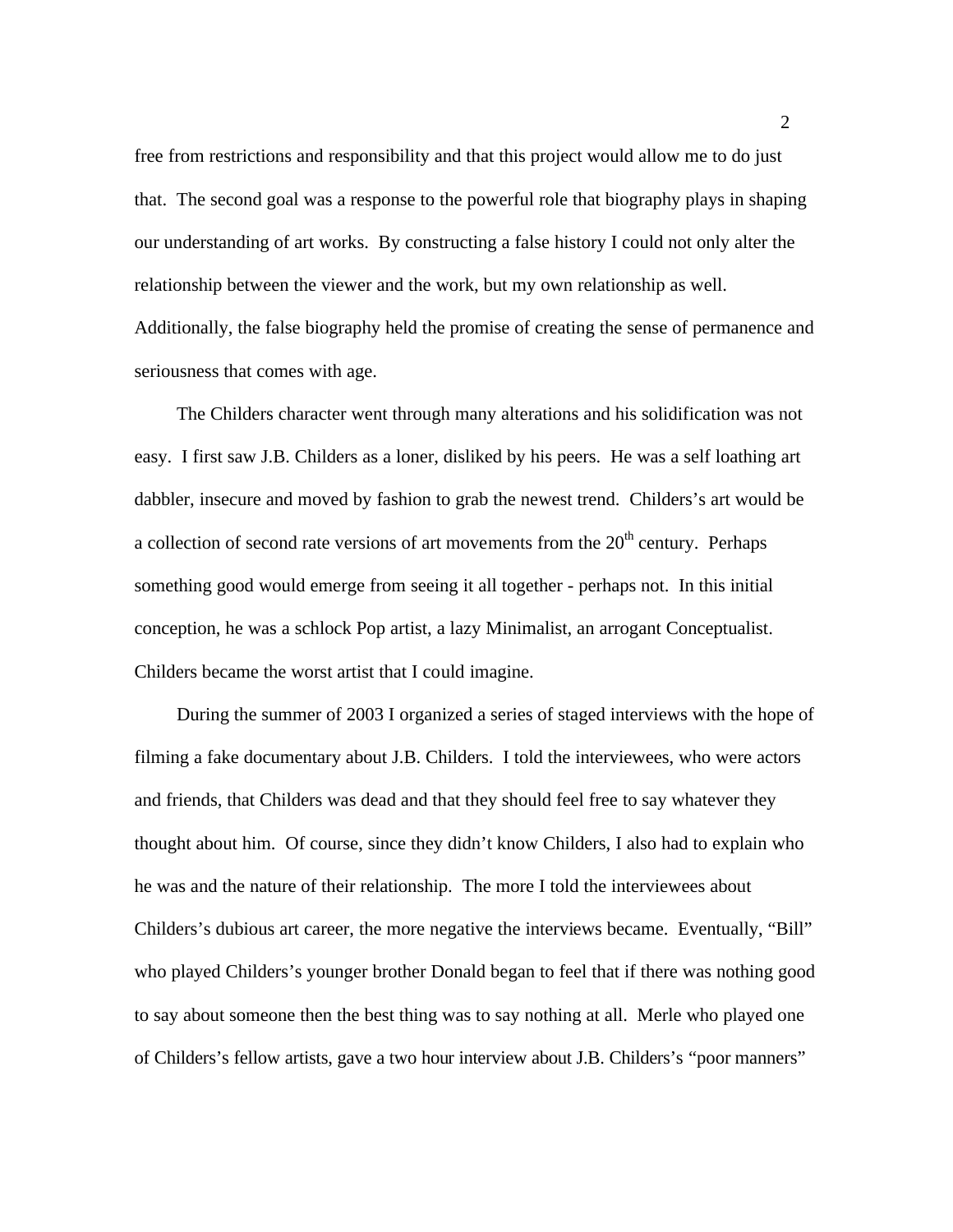free from restrictions and responsibility and that this project would allow me to do just that. The second goal was a response to the powerful role that biography plays in shaping our understanding of art works. By constructing a false history I could not only alter the relationship between the viewer and the work, but my own relationship as well. Additionally, the false biography held the promise of creating the sense of permanence and seriousness that comes with age.

The Childers character went through many alterations and his solidification was not easy. I first saw J.B. Childers as a loner, disliked by his peers. He was a self loathing art dabbler, insecure and moved by fashion to grab the newest trend. Childers's art would be a collection of second rate versions of art movements from the $20^{th}$ century. Perhaps something good would emerge from seeing it all together - perhaps not. In this initial conception, he was a schlock Pop artist, a lazy Minimalist, an arrogant Conceptualist. Childers became the worst artist that I could imagine.

During the summer of 2003 I organized a series of staged interviews with the hope of filming a fake documentary about J.B. Childers. I told the interviewees, who were actors and friends, that Childers was dead and that they should feel free to say whatever they thought about him. Of course, since they didn't know Childers, I also had to explain who he was and the nature of their relationship. The more I told the interviewees about Childers's dubious art career, the more negative the interviews became. Eventually, "Bill" who played Childers's younger brother Donald began to feel that if there was nothing good to say about someone then the best thing was to say nothing at all. Merle who played one of Childers's fellow artists, gave a two hour interview about J.B. Childers's "poor manners"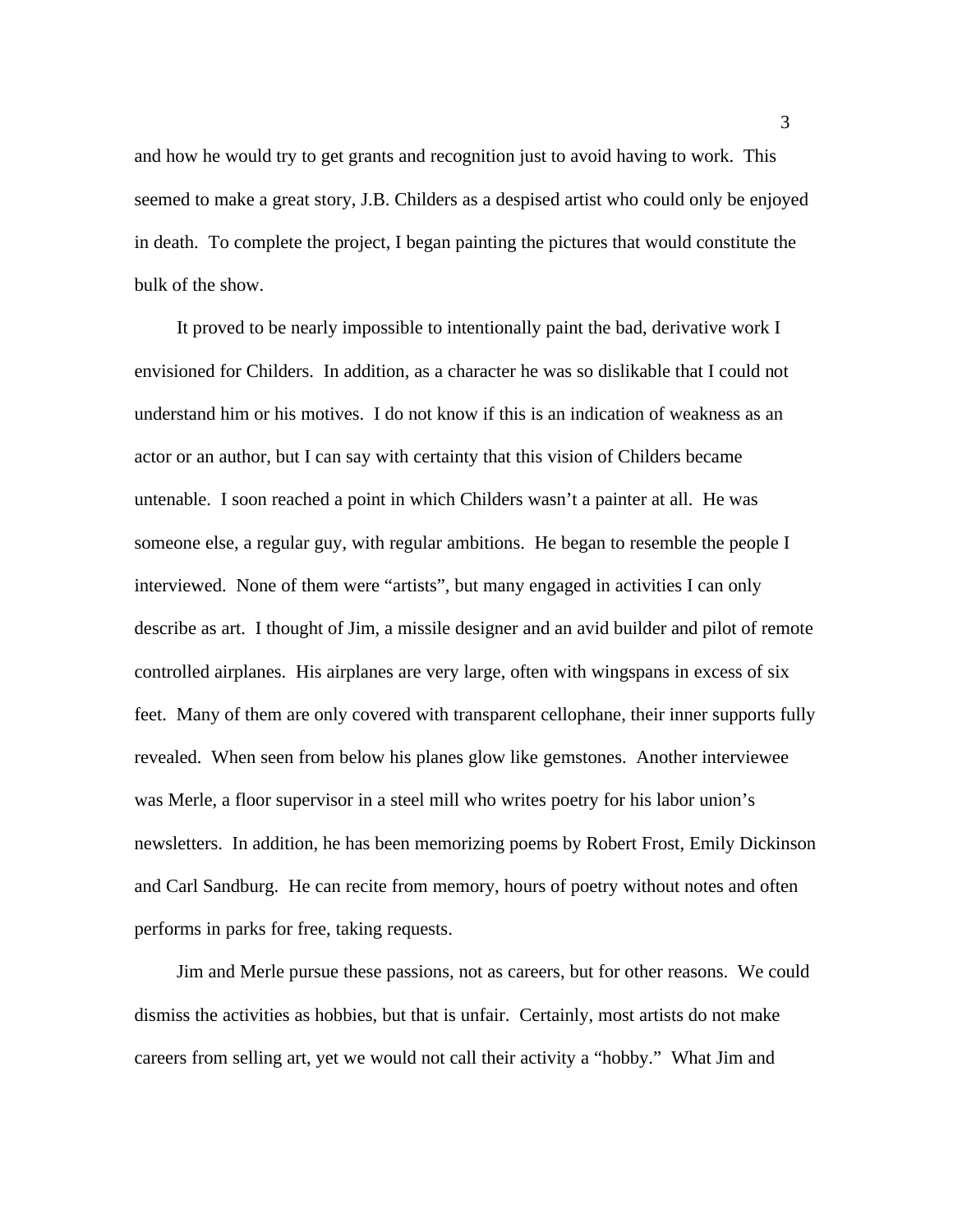and how he would try to get grants and recognition just to avoid having to work. This seemed to make a great story, J.B. Childers as a despised artist who could only be enjoyed in death. To complete the project, I began painting the pictures that would constitute the bulk of the show.

It proved to be nearly impossible to intentionally paint the bad, derivative work I envisioned for Childers. In addition, as a character he was so dislikable that I could not understand him or his motives. I do not know if this is an indication of weakness as an actor or an author, but I can say with certainty that this vision of Childers became untenable. I soon reached a point in which Childers wasn't a painter at all. He was someone else, a regular guy, with regular ambitions. He began to resemble the people I interviewed. None of them were "artists", but many engaged in activities I can only describe as art. I thought of Jim, a missile designer and an avid builder and pilot of remote controlled airplanes. His airplanes are very large, often with wingspans in excess of six feet. Many of them are only covered with transparent cellophane, their inner supports fully revealed. When seen from below his planes glow like gemstones. Another interviewee was Merle, a floor supervisor in a steel mill who writes poetry for his labor union's newsletters. In addition, he has been memorizing poems by Robert Frost, Emily Dickinson and Carl Sandburg. He can recite from memory, hours of poetry without notes and often performs in parks for free, taking requests.

Jim and Merle pursue these passions, not as careers, but for other reasons. We could dismiss the activities as hobbies, but that is unfair. Certainly, most artists do not make careers from selling art, yet we would not call their activity a "hobby." What Jim and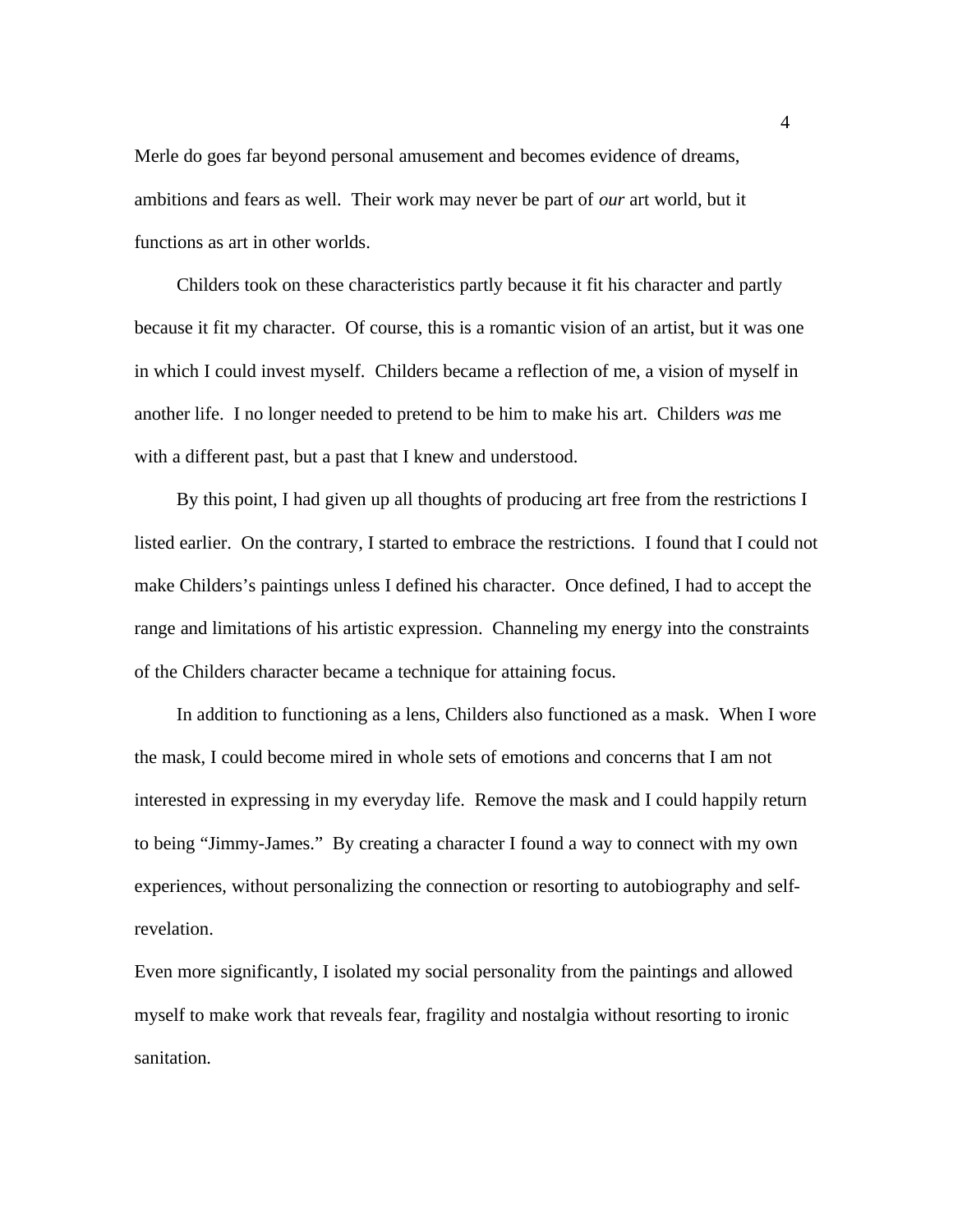Merle do goes far beyond personal amusement and becomes evidence of dreams, ambitions and fears as well. Their work may never be part of *our* art world, but it functions as art in other worlds.

Childers took on these characteristics partly because it fit his character and partly because it fit my character. Of course, this is a romantic vision of an artist, but it was one in which I could invest myself. Childers became a reflection of me, a vision of myself in another life. I no longer needed to pretend to be him to make his art. Childers *was* me with a different past, but a past that I knew and understood.

By this point, I had given up all thoughts of producing art free from the restrictions I listed earlier. On the contrary, I started to embrace the restrictions. I found that I could not make Childers's paintings unless I defined his character. Once defined, I had to accept the range and limitations of his artistic expression. Channeling my energy into the constraints of the Childers character became a technique for attaining focus.

In addition to functioning as a lens, Childers also functioned as a mask. When I wore the mask, I could become mired in whole sets of emotions and concerns that I am not interested in expressing in my everyday life. Remove the mask and I could happily return to being "Jimmy-James." By creating a character I found a way to connect with my own experiences, without personalizing the connection or resorting to autobiography and self-revelation.

Even more significantly, I isolated my social personality from the paintings and allowed myself to make work that reveals fear, fragility and nostalgia without resorting to ironic sanitation.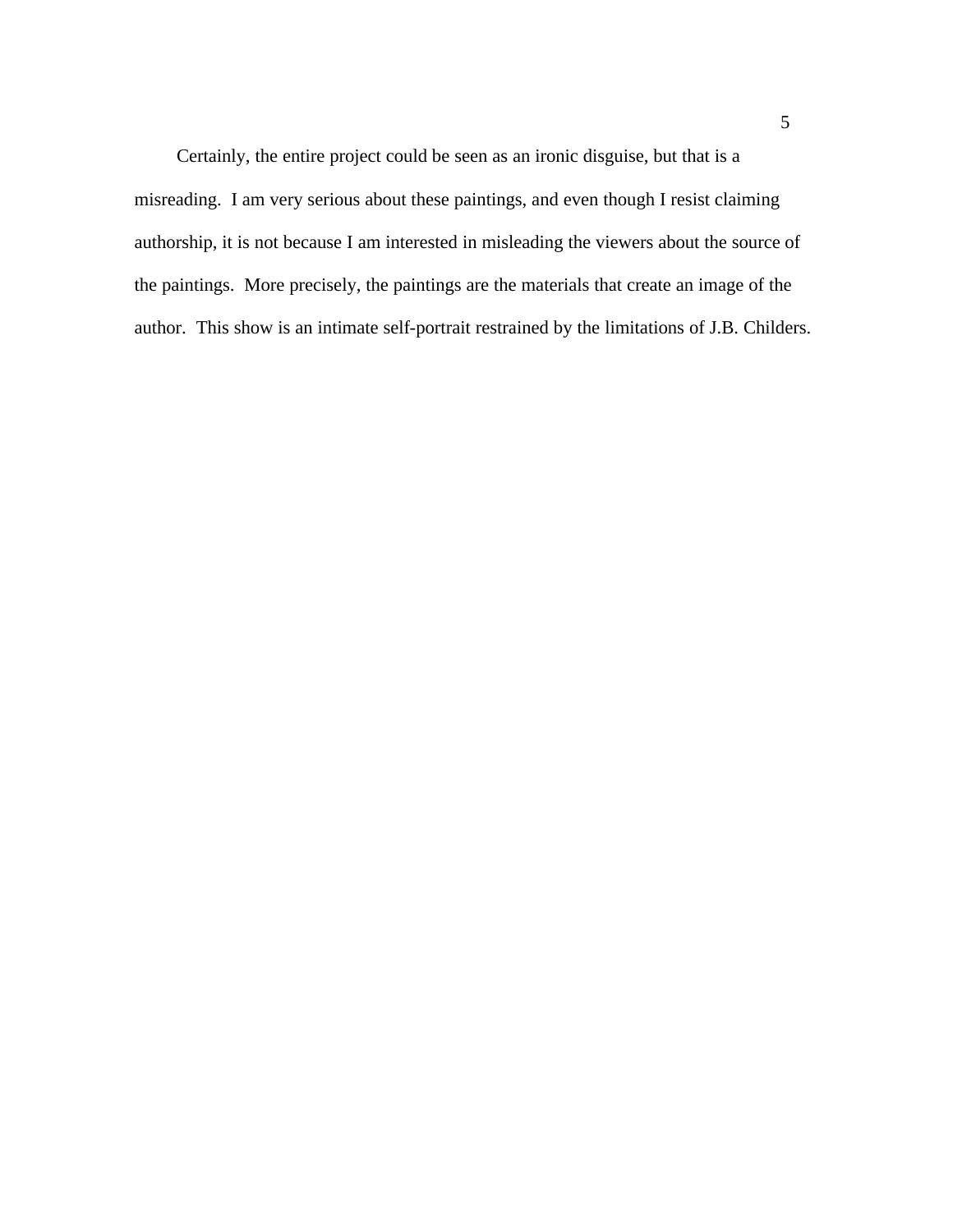Certainly, the entire project could be seen as an ironic disguise, but that is a misreading. I am very serious about these paintings, and even though I resist claiming authorship, it is not because I am interested in misleading the viewers about the source of the paintings. More precisely, the paintings are the materials that create an image of the author. This show is an intimate self-portrait restrained by the limitations of J.B. Childers.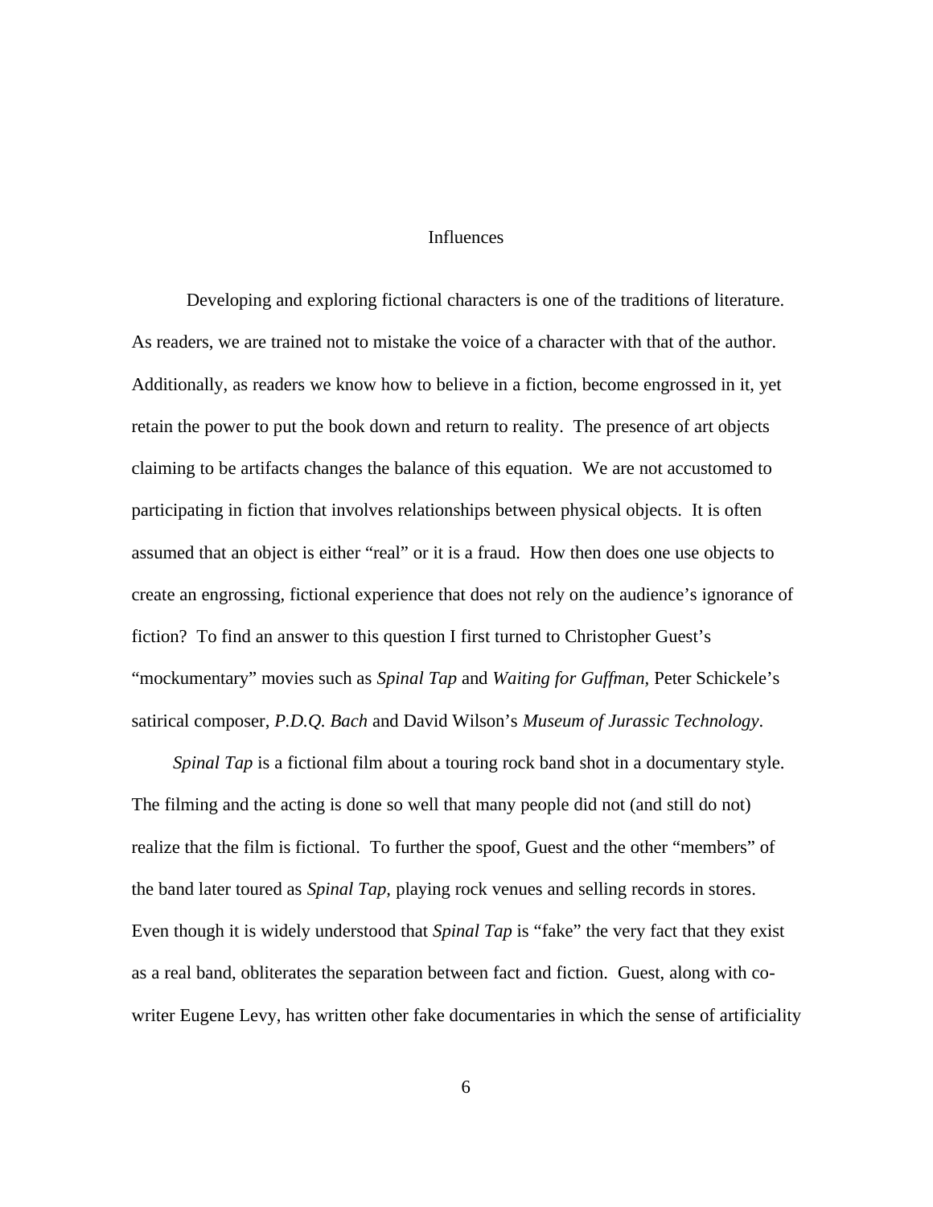## Influences

Developing and exploring fictional characters is one of the traditions of literature. As readers, we are trained not to mistake the voice of a character with that of the author. Additionally, as readers we know how to believe in a fiction, become engrossed in it, yet retain the power to put the book down and return to reality. The presence of art objects claiming to be artifacts changes the balance of this equation. We are not accustomed to participating in fiction that involves relationships between physical objects. It is often assumed that an object is either "real" or it is a fraud. How then does one use objects to create an engrossing, fictional experience that does not rely on the audience's ignorance of fiction? To find an answer to this question I first turned to Christopher Guest's "mockumentary" movies such as *Spinal Tap* and *Waiting for Guffman*, Peter Schickele's satirical composer, *P.D.Q. Bach* and David Wilson's *Museum of Jurassic Technology*.

*Spinal Tap* is a fictional film about a touring rock band shot in a documentary style. The filming and the acting is done so well that many people did not (and still do not) realize that the film is fictional. To further the spoof, Guest and the other "members" of the band later toured as *Spinal Tap,* playing rock venues and selling records in stores. Even though it is widely understood that *Spinal Tap* is "fake" the very fact that they exist as a real band, obliterates the separation between fact and fiction. Guest, along with co-writer Eugene Levy, has written other fake documentaries in which the sense of artificiality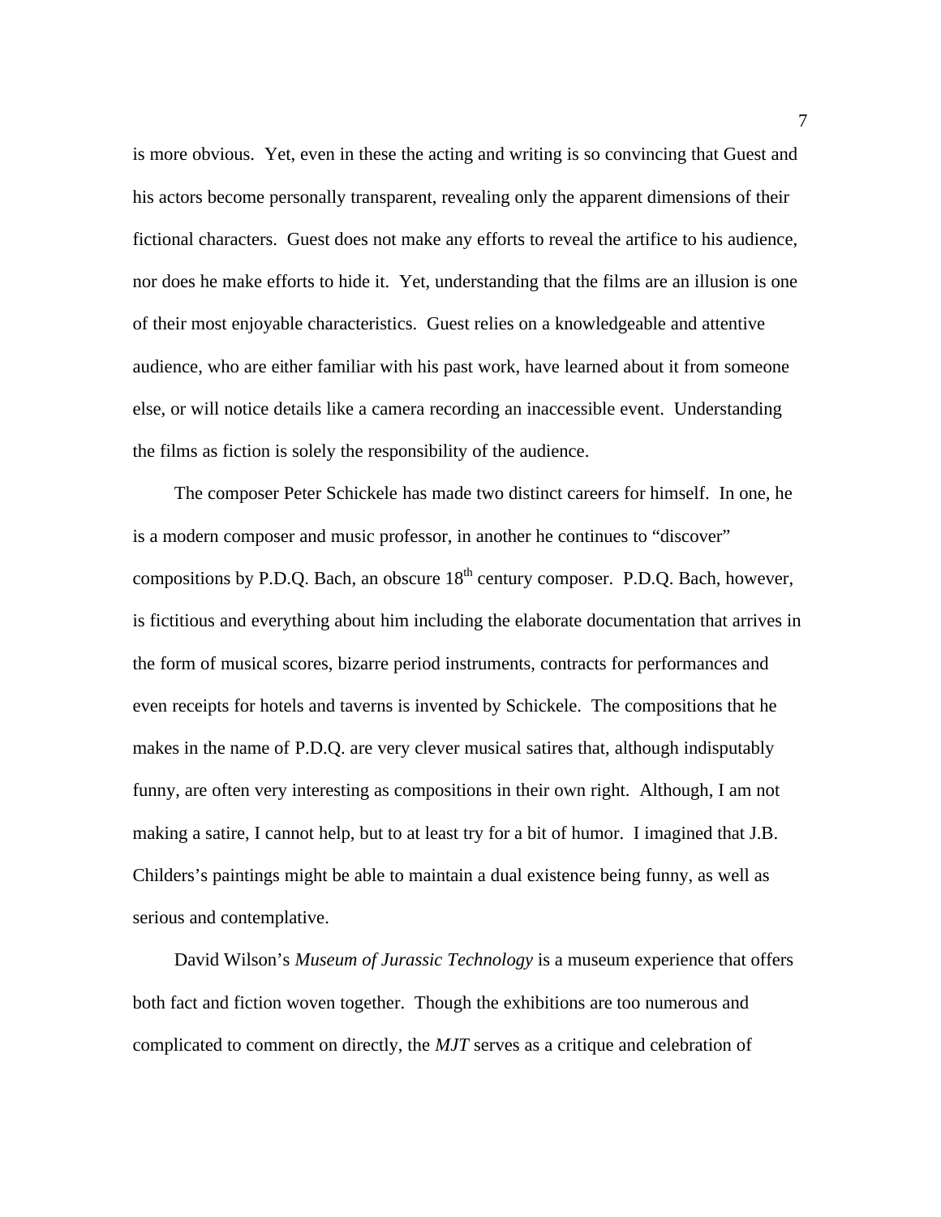is more obvious. Yet, even in these the acting and writing is so convincing that Guest and his actors become personally transparent, revealing only the apparent dimensions of their fictional characters. Guest does not make any efforts to reveal the artifice to his audience, nor does he make efforts to hide it. Yet, understanding that the films are an illusion is one of their most enjoyable characteristics. Guest relies on a knowledgeable and attentive audience, who are either familiar with his past work, have learned about it from someone else, or will notice details like a camera recording an inaccessible event. Understanding the films as fiction is solely the responsibility of the audience.

The composer Peter Schickele has made two distinct careers for himself. In one, he is a modern composer and music professor, in another he continues to "discover" compositions by P.D.Q. Bach, an obscure 18th century composer. P.D.Q. Bach, however, is fictitious and everything about him including the elaborate documentation that arrives in the form of musical scores, bizarre period instruments, contracts for performances and even receipts for hotels and taverns is invented by Schickele. The compositions that he makes in the name of P.D.Q. are very clever musical satires that, although indisputably funny, are often very interesting as compositions in their own right. Although, I am not making a satire, I cannot help, but to at least try for a bit of humor. I imagined that J.B. Childers's paintings might be able to maintain a dual existence being funny, as well as serious and contemplative.

David Wilson's *Museum of Jurassic Technology* is a museum experience that offers both fact and fiction woven together. Though the exhibitions are too numerous and complicated to comment on directly, the *MJT* serves as a critique and celebration of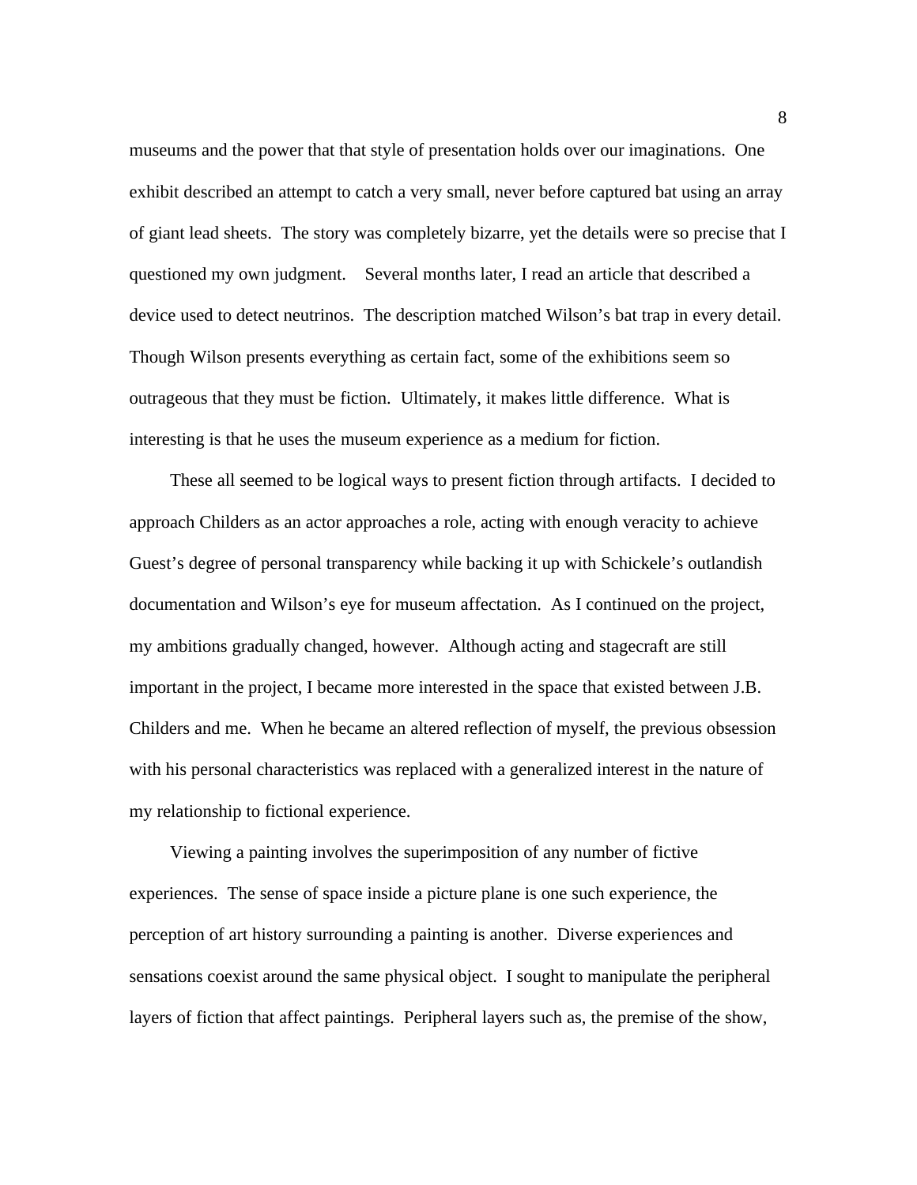museums and the power that that style of presentation holds over our imaginations. One exhibit described an attempt to catch a very small, never before captured bat using an array of giant lead sheets. The story was completely bizarre, yet the details were so precise that I questioned my own judgment. Several months later, I read an article that described a device used to detect neutrinos. The description matched Wilson's bat trap in every detail. Though Wilson presents everything as certain fact, some of the exhibitions seem so outrageous that they must be fiction. Ultimately, it makes little difference. What is interesting is that he uses the museum experience as a medium for fiction.

These all seemed to be logical ways to present fiction through artifacts. I decided to approach Childers as an actor approaches a role, acting with enough veracity to achieve Guest's degree of personal transparency while backing it up with Schickele's outlandish documentation and Wilson's eye for museum affectation. As I continued on the project, my ambitions gradually changed, however. Although acting and stagecraft are still important in the project, I became more interested in the space that existed between J.B. Childers and me. When he became an altered reflection of myself, the previous obsession with his personal characteristics was replaced with a generalized interest in the nature of my relationship to fictional experience.

Viewing a painting involves the superimposition of any number of fictive experiences. The sense of space inside a picture plane is one such experience, the perception of art history surrounding a painting is another. Diverse experiences and sensations coexist around the same physical object. I sought to manipulate the peripheral layers of fiction that affect paintings. Peripheral layers such as, the premise of the show,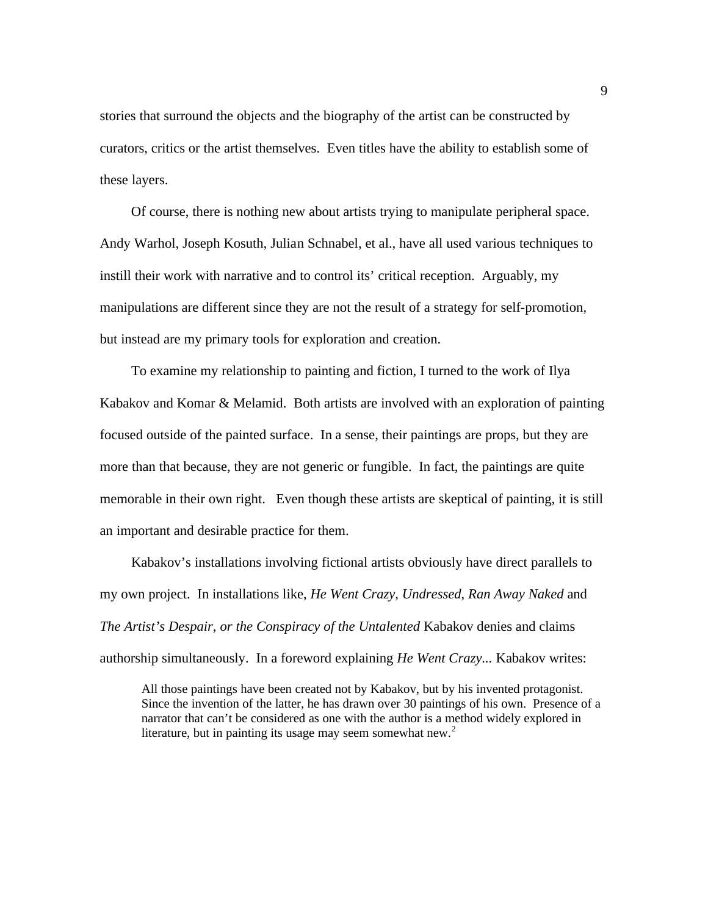stories that surround the objects and the biography of the artist can be constructed by curators, critics or the artist themselves. Even titles have the ability to establish some of these layers.

Of course, there is nothing new about artists trying to manipulate peripheral space. Andy Warhol, Joseph Kosuth, Julian Schnabel, et al., have all used various techniques to instill their work with narrative and to control its' critical reception. Arguably, my manipulations are different since they are not the result of a strategy for self-promotion, but instead are my primary tools for exploration and creation.

To examine my relationship to painting and fiction, I turned to the work of Ilya Kabakov and Komar & Melamid. Both artists are involved with an exploration of painting focused outside of the painted surface. In a sense, their paintings are props, but they are more than that because, they are not generic or fungible. In fact, the paintings are quite memorable in their own right. Even though these artists are skeptical of painting, it is still an important and desirable practice for them.

Kabakov's installations involving fictional artists obviously have direct parallels to my own project. In installations like, *He Went Crazy, Undressed, Ran Away Naked* and *The Artist's Despair, or the Conspiracy of the Untalented* Kabakov denies and claims authorship simultaneously. In a foreword explaining *He Went Crazy...* Kabakov writes:

> All those paintings have been created not by Kabakov, but by his invented protagonist. Since the invention of the latter, he has drawn over 30 paintings of his own. Presence of a narrator that can't be considered as one with the author is a method widely explored in literature, but in painting its usage may seem somewhat new.[2]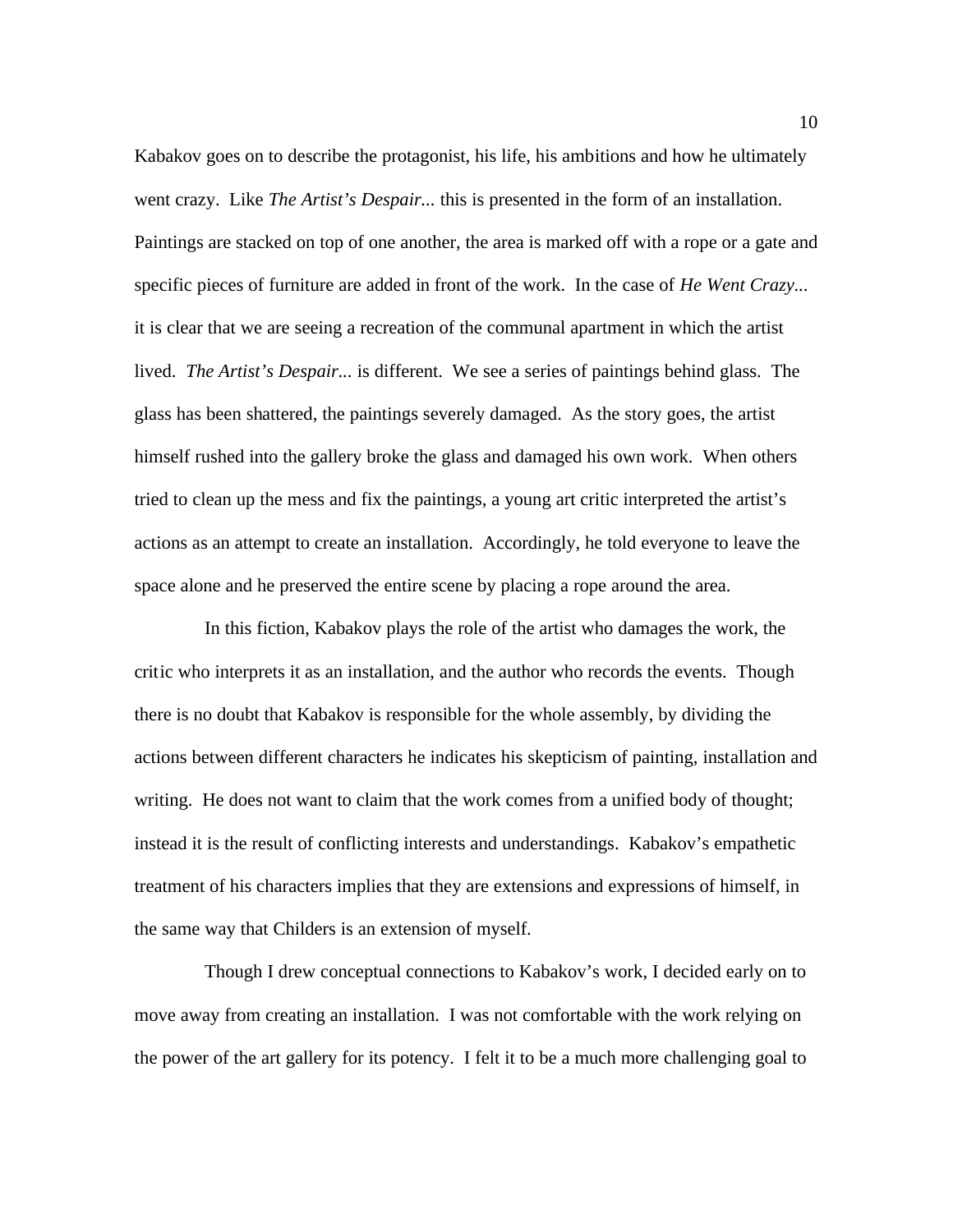Kabakov goes on to describe the protagonist, his life, his ambitions and how he ultimately went crazy. Like *The Artist's Despair...* this is presented in the form of an installation. Paintings are stacked on top of one another, the area is marked off with a rope or a gate and specific pieces of furniture are added in front of the work. In the case of *He Went Crazy...* it is clear that we are seeing a recreation of the communal apartment in which the artist lived. *The Artist's Despair...* is different. We see a series of paintings behind glass. The glass has been shattered, the paintings severely damaged. As the story goes, the artist himself rushed into the gallery broke the glass and damaged his own work. When others tried to clean up the mess and fix the paintings, a young art critic interpreted the artist's actions as an attempt to create an installation. Accordingly, he told everyone to leave the space alone and he preserved the entire scene by placing a rope around the area.

In this fiction, Kabakov plays the role of the artist who damages the work, the critic who interprets it as an installation, and the author who records the events. Though there is no doubt that Kabakov is responsible for the whole assembly, by dividing the actions between different characters he indicates his skepticism of painting, installation and writing. He does not want to claim that the work comes from a unified body of thought; instead it is the result of conflicting interests and understandings. Kabakov's empathetic treatment of his characters implies that they are extensions and expressions of himself, in the same way that Childers is an extension of myself.

Though I drew conceptual connections to Kabakov's work, I decided early on to move away from creating an installation. I was not comfortable with the work relying on the power of the art gallery for its potency. I felt it to be a much more challenging goal to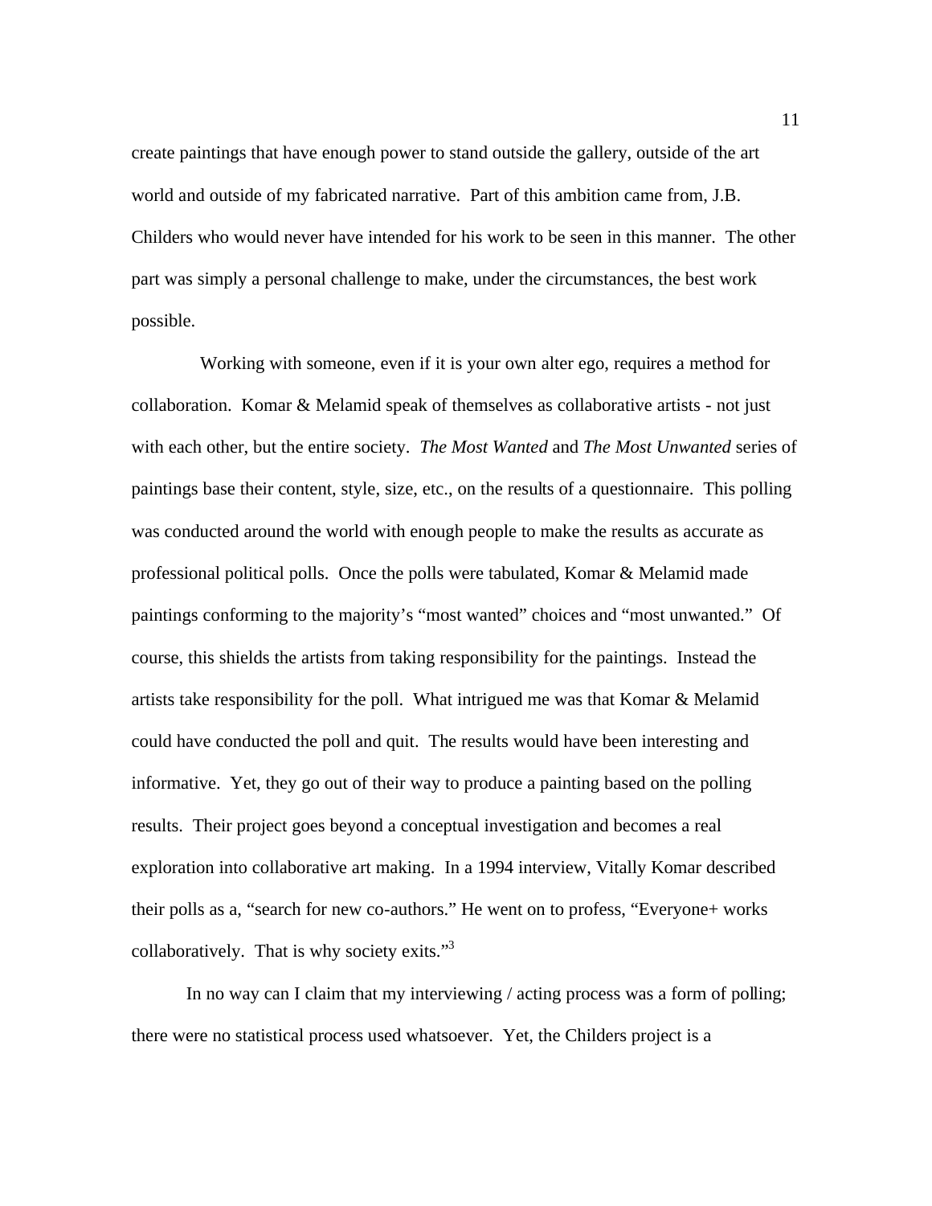create paintings that have enough power to stand outside the gallery, outside of the art world and outside of my fabricated narrative. Part of this ambition came from, J.B. Childers who would never have intended for his work to be seen in this manner. The other part was simply a personal challenge to make, under the circumstances, the best work possible.

Working with someone, even if it is your own alter ego, requires a method for collaboration. Komar & Melamid speak of themselves as collaborative artists - not just with each other, but the entire society. *The Most Wanted* and *The Most Unwanted* series of paintings base their content, style, size, etc., on the results of a questionnaire. This polling was conducted around the world with enough people to make the results as accurate as professional political polls. Once the polls were tabulated, Komar & Melamid made paintings conforming to the majority's "most wanted" choices and "most unwanted." Of course, this shields the artists from taking responsibility for the paintings. Instead the artists take responsibility for the poll. What intrigued me was that Komar & Melamid could have conducted the poll and quit. The results would have been interesting and informative. Yet, they go out of their way to produce a painting based on the polling results. Their project goes beyond a conceptual investigation and becomes a real exploration into collaborative art making. In a 1994 interview, Vitally Komar described their polls as a, "search for new co-authors." He went on to profess, "Everyone+ works collaboratively. That is why society exits."[3]

In no way can I claim that my interviewing / acting process was a form of polling; there were no statistical process used whatsoever. Yet, the Childers project is a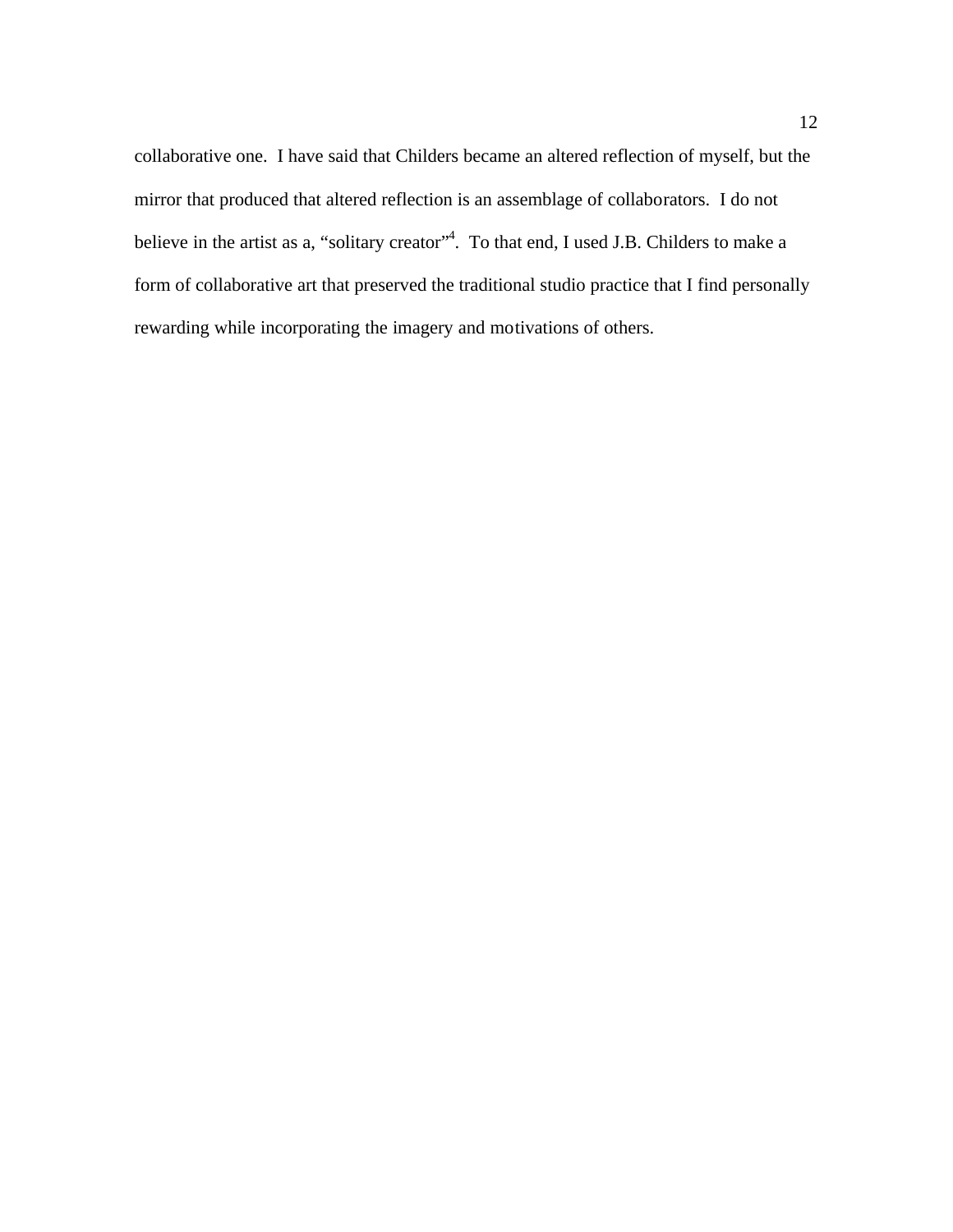collaborative one.  I have said that Childers became an altered reflection of myself, but the mirror that produced that altered reflection is an assemblage of collaborators.  I do not believe in the artist as a, "solitary creator"[4].  To that end, I used J.B. Childers to make a form of collaborative art that preserved the traditional studio practice that I find personally rewarding while incorporating the imagery and motivations of others.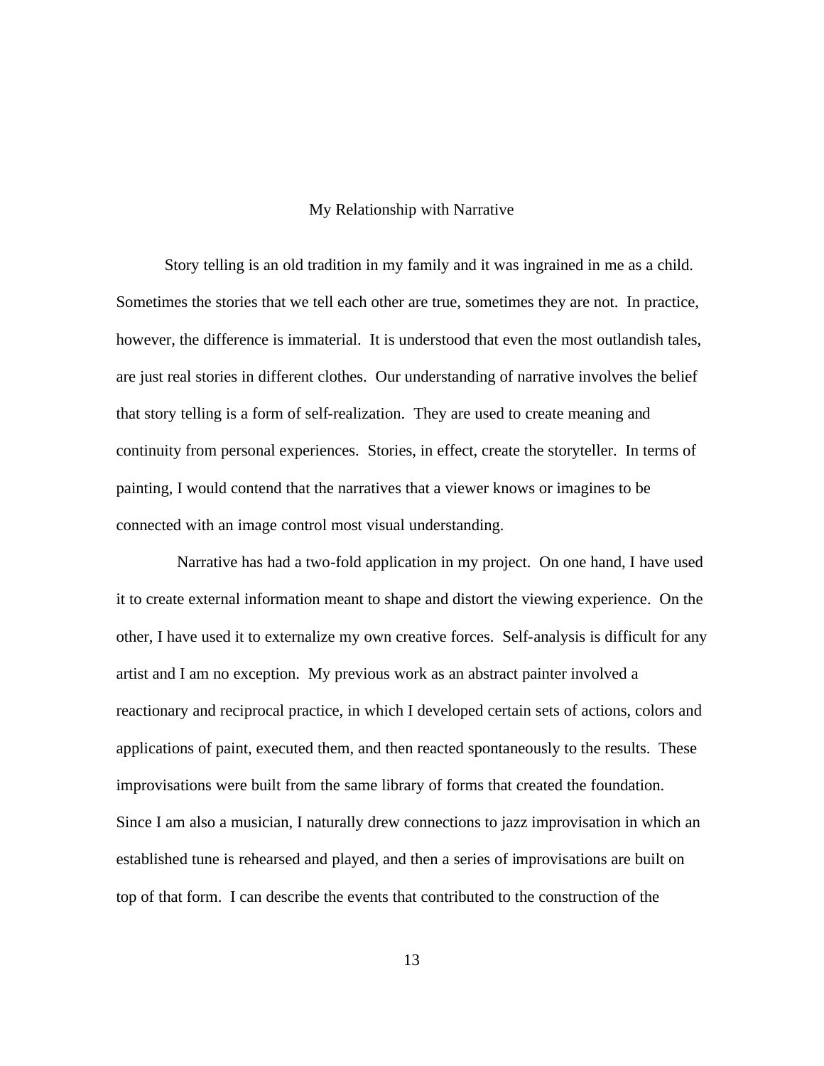## My Relationship with Narrative

Story telling is an old tradition in my family and it was ingrained in me as a child. Sometimes the stories that we tell each other are true, sometimes they are not. In practice, however, the difference is immaterial. It is understood that even the most outlandish tales, are just real stories in different clothes. Our understanding of narrative involves the belief that story telling is a form of self-realization. They are used to create meaning and continuity from personal experiences. Stories, in effect, create the storyteller. In terms of painting, I would contend that the narratives that a viewer knows or imagines to be connected with an image control most visual understanding.

Narrative has had a two-fold application in my project. On one hand, I have used it to create external information meant to shape and distort the viewing experience. On the other, I have used it to externalize my own creative forces. Self-analysis is difficult for any artist and I am no exception. My previous work as an abstract painter involved a reactionary and reciprocal practice, in which I developed certain sets of actions, colors and applications of paint, executed them, and then reacted spontaneously to the results. These improvisations were built from the same library of forms that created the foundation. Since I am also a musician, I naturally drew connections to jazz improvisation in which an established tune is rehearsed and played, and then a series of improvisations are built on top of that form. I can describe the events that contributed to the construction of the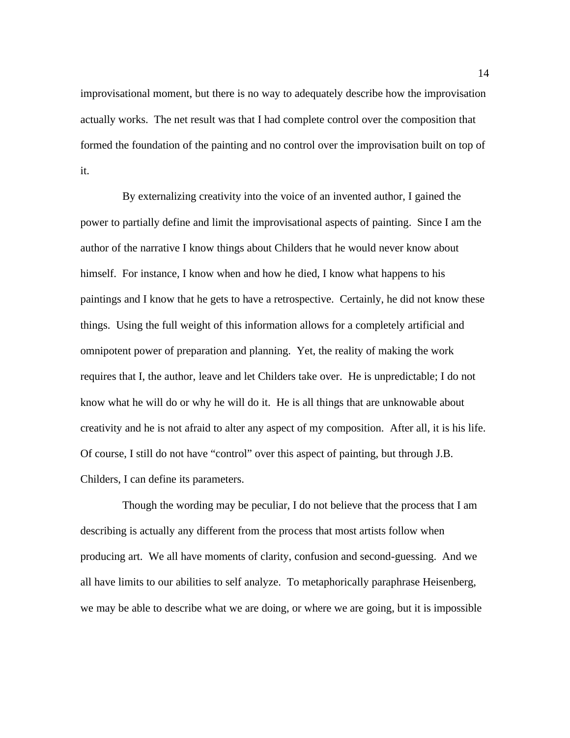improvisational moment, but there is no way to adequately describe how the improvisation actually works. The net result was that I had complete control over the composition that formed the foundation of the painting and no control over the improvisation built on top of it.

By externalizing creativity into the voice of an invented author, I gained the power to partially define and limit the improvisational aspects of painting. Since I am the author of the narrative I know things about Childers that he would never know about himself. For instance, I know when and how he died, I know what happens to his paintings and I know that he gets to have a retrospective. Certainly, he did not know these things. Using the full weight of this information allows for a completely artificial and omnipotent power of preparation and planning. Yet, the reality of making the work requires that I, the author, leave and let Childers take over. He is unpredictable; I do not know what he will do or why he will do it. He is all things that are unknowable about creativity and he is not afraid to alter any aspect of my composition. After all, it is his life. Of course, I still do not have "control" over this aspect of painting, but through J.B. Childers, I can define its parameters.

Though the wording may be peculiar, I do not believe that the process that I am describing is actually any different from the process that most artists follow when producing art. We all have moments of clarity, confusion and second-guessing. And we all have limits to our abilities to self analyze. To metaphorically paraphrase Heisenberg, we may be able to describe what we are doing, or where we are going, but it is impossible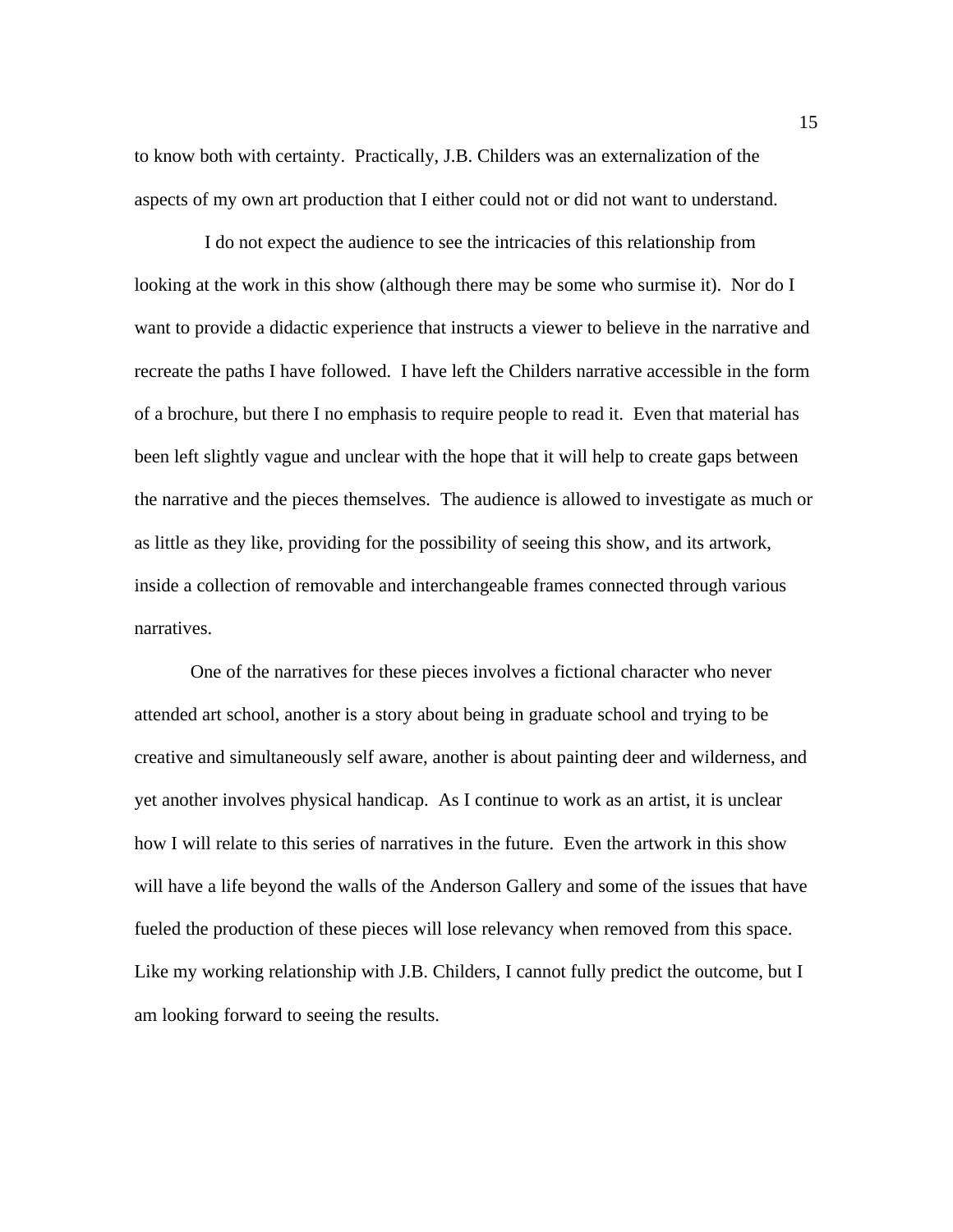to know both with certainty. Practically, J.B. Childers was an externalization of the aspects of my own art production that I either could not or did not want to understand.

I do not expect the audience to see the intricacies of this relationship from looking at the work in this show (although there may be some who surmise it). Nor do I want to provide a didactic experience that instructs a viewer to believe in the narrative and recreate the paths I have followed. I have left the Childers narrative accessible in the form of a brochure, but there I no emphasis to require people to read it. Even that material has been left slightly vague and unclear with the hope that it will help to create gaps between the narrative and the pieces themselves. The audience is allowed to investigate as much or as little as they like, providing for the possibility of seeing this show, and its artwork, inside a collection of removable and interchangeable frames connected through various narratives.

One of the narratives for these pieces involves a fictional character who never attended art school, another is a story about being in graduate school and trying to be creative and simultaneously self aware, another is about painting deer and wilderness, and yet another involves physical handicap. As I continue to work as an artist, it is unclear how I will relate to this series of narratives in the future. Even the artwork in this show will have a life beyond the walls of the Anderson Gallery and some of the issues that have fueled the production of these pieces will lose relevancy when removed from this space. Like my working relationship with J.B. Childers, I cannot fully predict the outcome, but I am looking forward to seeing the results.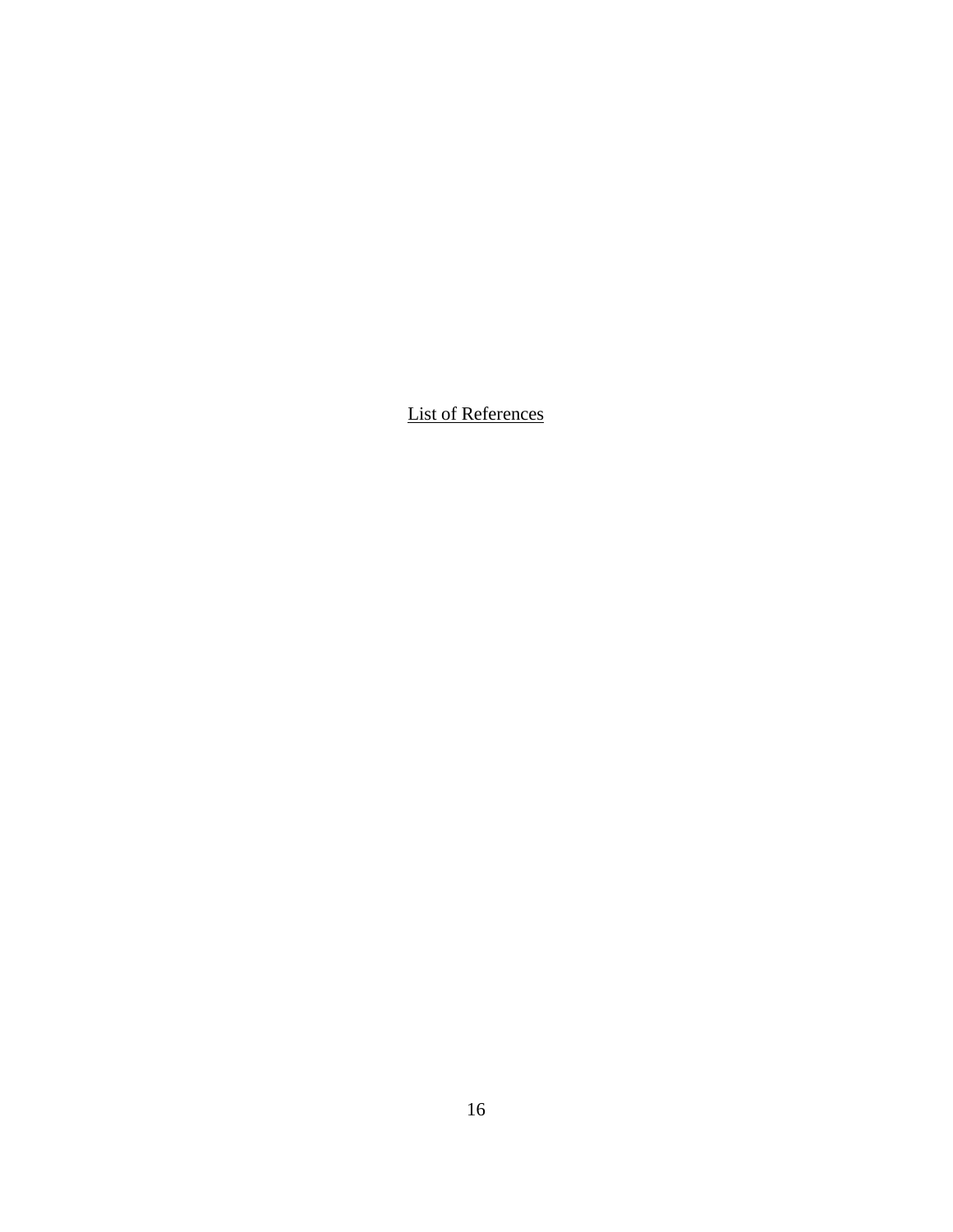# List of References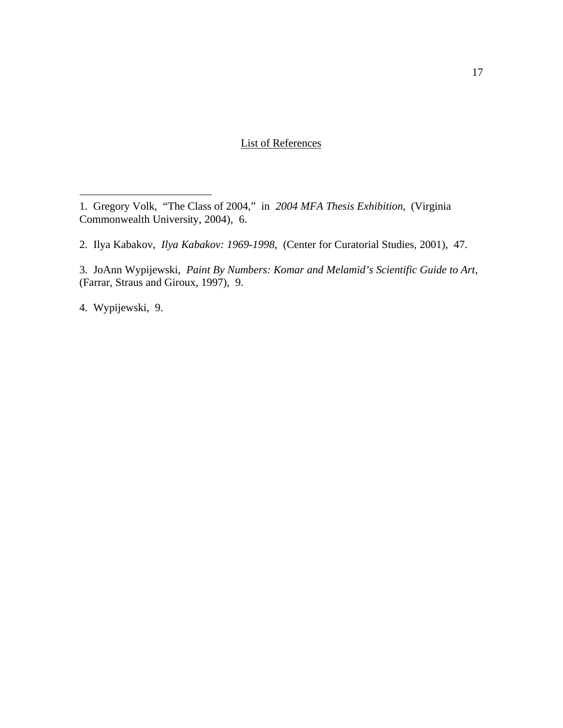## List of References

1. Gregory Volk, "The Class of 2004," in *2004 MFA Thesis Exhibition*, (Virginia Commonwealth University, 2004), 6.

2. Ilya Kabakov, *Ilya Kabakov: 1969-1998*, (Center for Curatorial Studies, 2001), 47.

3. JoAnn Wypijewski, *Paint By Numbers: Komar and Melamid's Scientific Guide to Art*, (Farrar, Straus and Giroux, 1997), 9.

4. Wypijewski, 9.